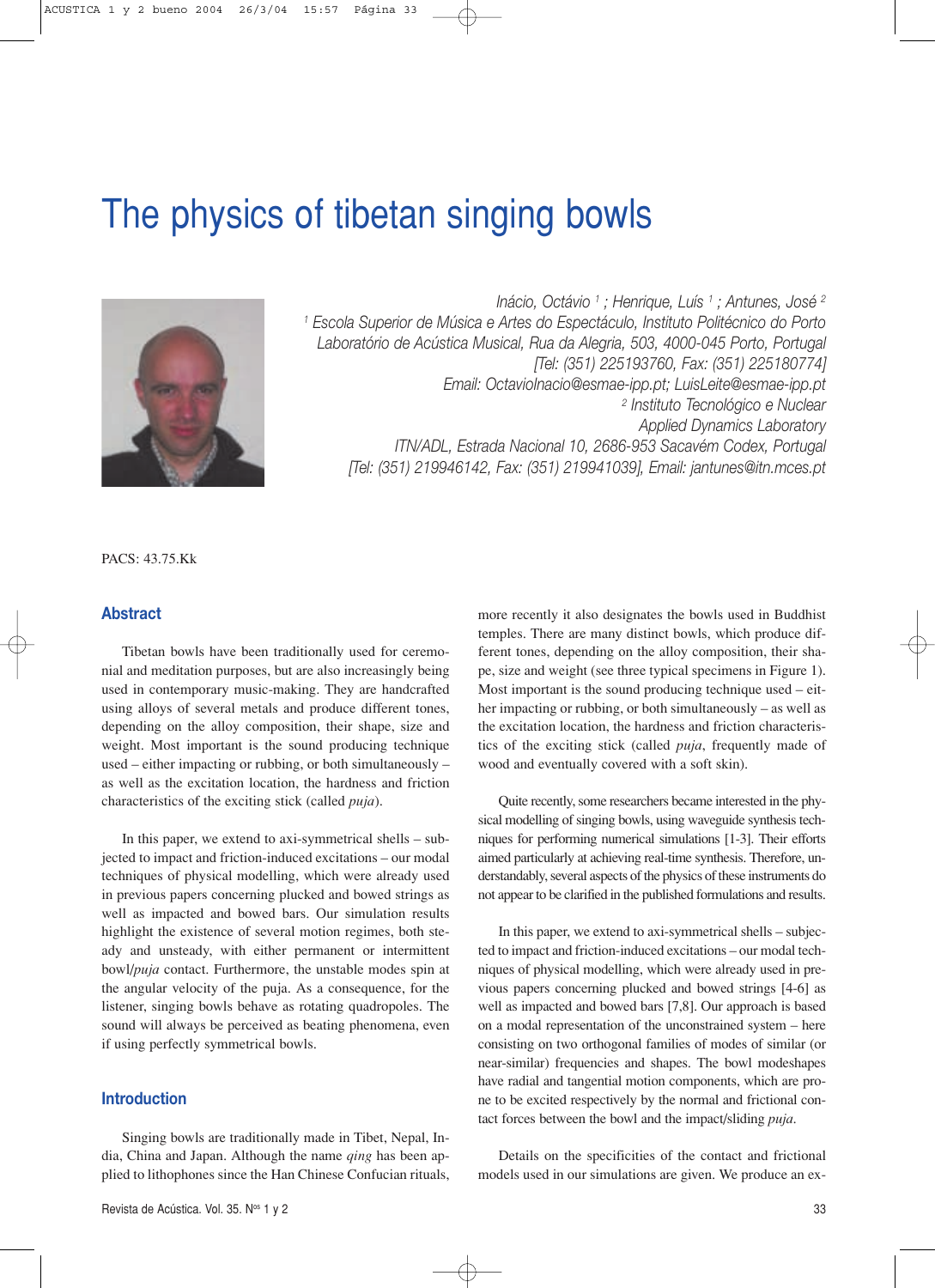# The physics of tibetan singing bowls

*Inácio, Octávio [1] ; Henrique, Luís [1] ; Antunes, José [2]*
*[1] Escola Superior de Música e Artes do Espectáculo, Instituto Politécnico do Porto*
*Laboratório de Acústica Musical, Rua da Alegria, 503, 4000-045 Porto, Portugal*
*[Tel: (351) 225193760, Fax: (351) 225180774]*
*Email: OctavioInacio@esmae-ipp.pt; LuisLeite@esmae-ipp.pt*
*[2] Instituto Tecnológico e Nuclear*
*Applied Dynamics Laboratory*
*ITN/ADL, Estrada Nacional 10, 2686-953 Sacavém Codex, Portugal*
*[Tel: (351) 219946142, Fax: (351) 219941039], Email: jantunes@itn.mces.pt*

PACS: 43.75.Kk

## Abstract

Tibetan bowls have been traditionally used for ceremonial and meditation purposes, but are also increasingly being used in contemporary music-making. They are handcrafted using alloys of several metals and produce different tones, depending on the alloy composition, their shape, size and weight. Most important is the sound producing technique used – either impacting or rubbing, or both simultaneously – as well as the excitation location, the hardness and friction characteristics of the exciting stick (called *puja*).

In this paper, we extend to axi-symmetrical shells – subjected to impact and friction-induced excitations – our modal techniques of physical modelling, which were already used in previous papers concerning plucked and bowed strings as well as impacted and bowed bars. Our simulation results highlight the existence of several motion regimes, both steady and unsteady, with either permanent or intermittent bowl/*puja* contact. Furthermore, the unstable modes spin at the angular velocity of the puja. As a consequence, for the listener, singing bowls behave as rotating quadropoles. The sound will always be perceived as beating phenomena, even if using perfectly symmetrical bowls.

## Introduction

Singing bowls are traditionally made in Tibet, Nepal, India, China and Japan. Although the name *qing* has been applied to lithophones since the Han Chinese Confucian rituals, more recently it also designates the bowls used in Buddhist temples. There are many distinct bowls, which produce different tones, depending on the alloy composition, their shape, size and weight (see three typical specimens in Figure 1). Most important is the sound producing technique used – either impacting or rubbing, or both simultaneously – as well as the excitation location, the hardness and friction characteristics of the exciting stick (called *puja*, frequently made of wood and eventually covered with a soft skin).

Quite recently, some researchers became interested in the physical modelling of singing bowls, using waveguide synthesis techniques for performing numerical simulations [1-3]. Their efforts aimed particularly at achieving real-time synthesis. Therefore, understandably, several aspects of the physics of these instruments do not appear to be clarified in the published formulations and results.

In this paper, we extend to axi-symmetrical shells – subjected to impact and friction-induced excitations – our modal techniques of physical modelling, which were already used in previous papers concerning plucked and bowed strings [4-6] as well as impacted and bowed bars [7,8]. Our approach is based on a modal representation of the unconstrained system – here consisting on two orthogonal families of modes of similar (or near-similar) frequencies and shapes. The bowl modeshapes have radial and tangential motion components, which are prone to be excited respectively by the normal and frictional contact forces between the bowl and the impact/sliding *puja*.

Details on the specificities of the contact and frictional models used in our simulations are given. We produce an ex-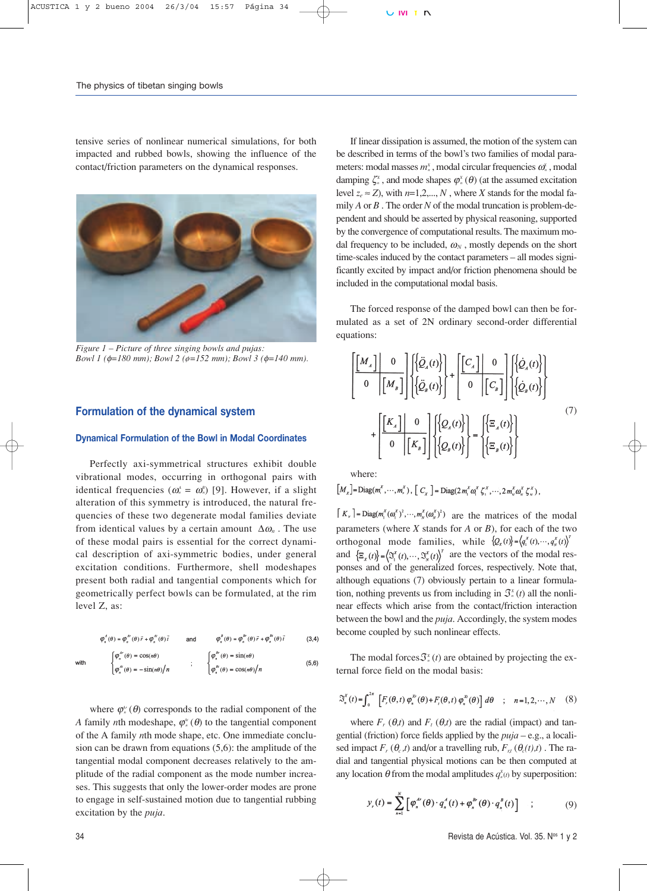tensive series of nonlinear numerical simulations, for both impacted and rubbed bowls, showing the influence of the contact/friction parameters on the dynamical responses.

*Figure 1 – Picture of three singing bowls and pujas: Bowl 1 ($\phi$=180 mm); Bowl 2 ($\phi$=152 mm); Bowl 3 ($\phi$=140 mm).*

## Formulation of the dynamical system

### Dynamical Formulation of the Bowl in Modal Coordinates

Perfectly axi-symmetrical structures exhibit double vibrational modes, occurring in orthogonal pairs with identical frequencies ($\omega_n^A = \omega_n^B$) [9]. However, if a slight alteration of this symmetry is introduced, the natural frequencies of these two degenerate modal families deviate from identical values by a certain amount $\Delta\omega_n$ . The use of these modal pairs is essential for the correct dynamical description of axi-symmetric bodies, under general excitation conditions. Furthermore, shell modeshapes present both radial and tangential components which for geometrically perfect bowls can be formulated, at the rim level Z, as:

$$\varphi_n^A(\theta) = \varphi_n^{Ar}(\theta)\,\vec{r} + \varphi_n^{At}(\theta)\,\vec{t} \quad \text{and} \quad \varphi_n^B(\theta) = \varphi_n^{Br}(\theta)\,\vec{r} + \varphi_n^{Bt}(\theta)\,\vec{t} \qquad (3,4)$$

$$\text{with} \quad \begin{cases} \varphi_n^{Ar}(\theta) = \cos(n\theta) \\ \varphi_n^{At}(\theta) = -\sin(n\theta)/n \end{cases} \quad ; \quad \begin{cases} \varphi_n^{Br}(\theta) = \sin(n\theta) \\ \varphi_n^{Bt}(\theta) = \cos(n\theta)/n \end{cases} \qquad (5,6)$$

where $\varphi_n^{Ar}(\theta)$ corresponds to the radial component of the *A* family *n*th modeshape, $\varphi_n^{At}(\theta)$ to the tangential component of the A family *n*th mode shape, etc. One immediate conclusion can be drawn from equations (5,6): the amplitude of the tangential modal component decreases relatively to the amplitude of the radial component as the mode number increases. This suggests that only the lower-order modes are prone to engage in self-sustained motion due to tangential rubbing excitation by the *puja*.

If linear dissipation is assumed, the motion of the system can be described in terms of the bowl's two families of modal parameters: modal masses $m_n^X$, modal circular frequencies $\omega_n^X$, modal damping $\zeta_n^X$, and mode shapes $\varphi_n^X(\theta)$ (at the assumed excitation level $z_e \approx Z$), with $n$=1,2,..., $N$ , where $X$ stands for the modal family *A* or *B* . The order *N* of the modal truncation is problem-dependent and should be asserted by physical reasoning, supported by the convergence of computational results. The maximum modal frequency to be included, $\omega_N$ , mostly depends on the short time-scales induced by the contact parameters – all modes significantly excited by impact and/or friction phenomena should be included in the computational modal basis.

The forced response of the damped bowl can then be formulated as a set of 2N ordinary second-order differential equations:

$$\begin{bmatrix} [M_A] & 0 \\ 0 & [M_B] \end{bmatrix} \begin{Bmatrix} \{\ddot{Q}_A(t)\} \\ \{\ddot{Q}_B(t)\} \end{Bmatrix} + \begin{bmatrix} [C_A] & 0 \\ 0 & [C_B] \end{bmatrix} \begin{Bmatrix} \{\dot{Q}_A(t)\} \\ \{\dot{Q}_B(t)\} \end{Bmatrix} + \begin{bmatrix} [K_A] & 0 \\ 0 & [K_B] \end{bmatrix} \begin{Bmatrix} \{Q_A(t)\} \\ \{Q_B(t)\} \end{Bmatrix} = \begin{Bmatrix} \{\Xi_A(t)\} \\ \{\Xi_B(t)\} \end{Bmatrix} \qquad (7)$$

where:

$[M_X] = \text{Diag}(m_1^X,\cdots,m_N^X)$, $[C_X] = \text{Diag}(2m_1^X\omega_1^X\zeta_1^X,\cdots,2m_N^X\omega_N^X\zeta_N^X)$,

$[K_X] = \text{Diag}(m_1^X(\omega_1^X)^2,\cdots,m_N^X(\omega_N^X)^2)$ are the matrices of the modal parameters (where *X* stands for *A* or *B*), for each of the two orthogonal mode families, while $\{Q_X(t)\} = \langle q_1^X(t),\cdots,q_N^X(t)\rangle^T$ and $\{\Xi_X(t)\} = \langle \Im_1^X(t),\cdots,\Im_N^X(t)\rangle^T$ are the vectors of the modal responses and of the generalized forces, respectively. Note that, although equations (7) obviously pertain to a linear formulation, nothing prevents us from including in $\Im_n^X(t)$ all the nonlinear effects which arise from the contact/friction interaction between the bowl and the *puja*. Accordingly, the system modes become coupled by such nonlinear effects.

The modal forces $\Im_n^X(t)$ are obtained by projecting the external force field on the modal basis:

$$\Im_n^X(t) = \int_0^{2\pi} \left[ F_r(\theta,t)\,\varphi_n^{Xr}(\theta) + F_t(\theta,t)\,\varphi_n^{Xt}(\theta) \right] d\theta \quad ; \quad n = 1,2,\cdots,N \qquad (8)$$

where $F_r$ ($\theta$,$t$) and $F_t$ ($\theta$,$t$) are the radial (impact) and tangential (friction) force fields applied by the *puja* – e.g., a localised impact $F_r$ ($\theta_c$ ,$t$) and/or a travelling rub, $F_{r,t}$ ($\theta_c(t)$,$t$) . The radial and tangential physical motions can be then computed at any location $\theta$ from the modal amplitudes $q_n^X(t)$ by superposition:

$$y_r(t) = \sum_{n=1}^{N} \left[ \varphi_n^{Ar}(\theta)\cdot q_n^A(t) + \varphi_n^{Br}(\theta)\cdot q_n^B(t) \right] \quad ; \qquad (9)$$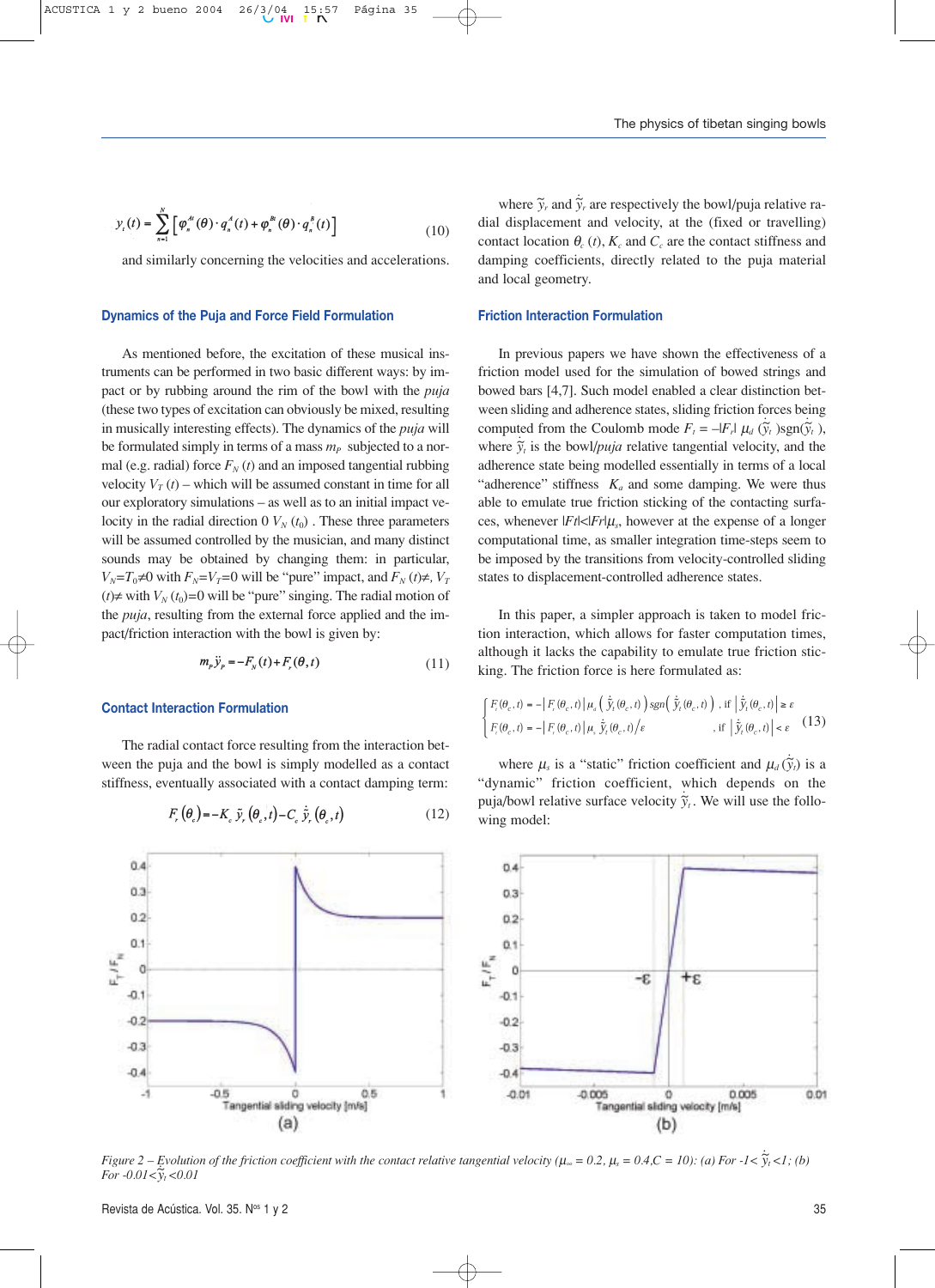$$y_t(t) = \sum_{n=1}^{N} \left[ \varphi_n^{At}(\theta) \cdot q_n^A(t) + \varphi_n^{Bt}(\theta) \cdot q_n^B(t) \right] \quad (10)$$

and similarly concerning the velocities and accelerations.

### Dynamics of the Puja and Force Field Formulation

As mentioned before, the excitation of these musical instruments can be performed in two basic different ways: by impact or by rubbing around the rim of the bowl with the *puja* (these two types of excitation can obviously be mixed, resulting in musically interesting effects). The dynamics of the *puja* will be formulated simply in terms of a mass $m_P$ subjected to a normal (e.g. radial) force $F_N(t)$ and an imposed tangential rubbing velocity $V_T(t)$ – which will be assumed constant in time for all our exploratory simulations – as well as to an initial impact velocity in the radial direction 0 $V_N(t_0)$. These three parameters will be assumed controlled by the musician, and many distinct sounds may be obtained by changing them: in particular, $V_N = T_0 \neq 0$ with $F_N = V_T = 0$ will be "pure" impact, and $F_N(t) \neq$, $V_T(t) \neq$ with $V_N(t_0) = 0$ will be "pure" singing. The radial motion of the *puja*, resulting from the external force applied and the impact/friction interaction with the bowl is given by:

$$m_P \ddot{y}_P = -F_N(t) + F_r(\theta, t) \quad (11)$$

### Contact Interaction Formulation

The radial contact force resulting from the interaction between the puja and the bowl is simply modelled as a contact stiffness, eventually associated with a contact damping term:

$$F_r(\theta_c) = -K_c \, \tilde{y}_r(\theta_c, t) - C_c \, \dot{\tilde{y}}_r(\theta_c, t) \quad (12)$$

where $\tilde{y}_r$ and $\dot{\tilde{y}}_r$ are respectively the bowl/puja relative radial displacement and velocity, at the (fixed or travelling) contact location $\theta_c(t)$, $K_c$ and $C_c$ are the contact stiffness and damping coefficients, directly related to the puja material and local geometry.

### Friction Interaction Formulation

In previous papers we have shown the effectiveness of a friction model used for the simulation of bowed strings and bowed bars [4,7]. Such model enabled a clear distinction between sliding and adherence states, sliding friction forces being computed from the Coulomb mode $F_t = -|F_r| \, \mu_d(\dot{\tilde{y}}_t) \mathrm{sgn}(\dot{\tilde{y}}_t)$, where $\dot{\tilde{y}}_t$ is the bowl/*puja* relative tangential velocity, and the adherence state being modelled essentially in terms of a local "adherence" stiffness $K_a$ and some damping. We were thus able to emulate true friction sticking of the contacting surfaces, whenever $|Ft| < |Fr| \mu_s$, however at the expense of a longer computational time, as smaller integration time-steps seem to be imposed by the transitions from velocity-controlled sliding states to displacement-controlled adherence states.

In this paper, a simpler approach is taken to model friction interaction, which allows for faster computation times, although it lacks the capability to emulate true friction sticking. The friction force is here formulated as:

$$\begin{cases} F_t(\theta_c, t) = -\left| F_r(\theta_c, t) \right| \mu_d\left( \dot{\tilde{y}}_t(\theta_c, t) \right) \mathrm{sgn}\left( \dot{\tilde{y}}_t(\theta_c, t) \right), & \text{if } \left| \dot{\tilde{y}}_t(\theta_c, t) \right| \geq \varepsilon \\ F_t(\theta_c, t) = -\left| F_r(\theta_c, t) \right| \mu_s \, \dot{\tilde{y}}_t(\theta_c, t) / \varepsilon & , \text{if } \left| \dot{\tilde{y}}_t(\theta_c, t) \right| < \varepsilon \end{cases} \quad (13)$$

where $\mu_s$ is a "static" friction coefficient and $\mu_d(\dot{\tilde{y}}_t)$ is a "dynamic" friction coefficient, which depends on the puja/bowl relative surface velocity $\dot{\tilde{y}}_t$. We will use the following model:

*Figure 2 – Evolution of the friction coefficient with the contact relative tangential velocity ($\mu_\infty = 0.2$, $\mu_s = 0.4$, $C = 10$): (a) For $-1 < \dot{\tilde{y}}_t < 1$; (b) For $-0.01 < \dot{\tilde{y}}_t < 0.01$*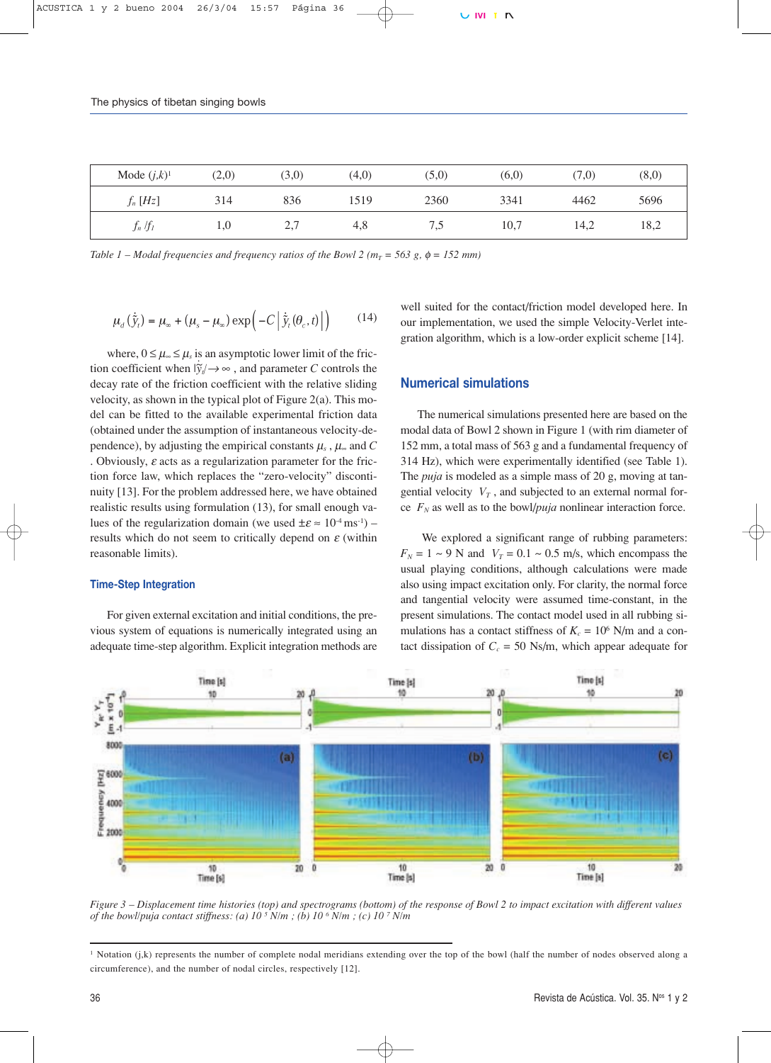| Mode $(j,k)$[1] | (2,0) | (3,0) | (4,0) | (5,0) | (6,0) | (7,0) | (8,0) |
|---|---|---|---|---|---|---|---|
| $f_n$ [$Hz$] | 314 | 836 | 1519 | 2360 | 3341 | 4462 | 5696 |
| $f_n/f_1$ | 1,0 | 2,7 | 4,8 | 7,5 | 10,7 | 14,2 | 18,2 |

*Table 1 – Modal frequencies and frequency ratios of the Bowl 2 ($m_T$ = 563 g, $\phi$ = 152 mm)*

$$\mu_d(\dot{\tilde{y}}_t) = \mu_\infty + (\mu_s - \mu_\infty)\exp\left(-C\left|\dot{\tilde{y}}_t(\theta_c,t)\right|\right) \qquad (14)$$

where, $0 \le \mu_\infty \le \mu_s$ is an asymptotic lower limit of the friction coefficient when $|\dot{\tilde{y}}_t| \to \infty$, and parameter $C$ controls the decay rate of the friction coefficient with the relative sliding velocity, as shown in the typical plot of Figure 2(a). This model can be fitted to the available experimental friction data (obtained under the assumption of instantaneous velocity-dependence), by adjusting the empirical constants $\mu_s$, $\mu_\infty$ and $C$. Obviously, $\varepsilon$ acts as a regularization parameter for the friction force law, which replaces the "zero-velocity" discontinuity [13]. For the problem addressed here, we have obtained realistic results using formulation (13), for small enough values of the regularization domain (we used $\pm\varepsilon \approx 10^{-4}$ ms$^{-1}$) – results which do not seem to critically depend on $\varepsilon$ (within reasonable limits).

### Time-Step Integration

For given external excitation and initial conditions, the previous system of equations is numerically integrated using an adequate time-step algorithm. Explicit integration methods are well suited for the contact/friction model developed here. In our implementation, we used the simple Velocity-Verlet integration algorithm, which is a low-order explicit scheme [14].

## Numerical simulations

The numerical simulations presented here are based on the modal data of Bowl 2 shown in Figure 1 (with rim diameter of 152 mm, a total mass of 563 g and a fundamental frequency of 314 Hz), which were experimentally identified (see Table 1). The *puja* is modeled as a simple mass of 20 g, moving at tangential velocity $V_T$, and subjected to an external normal force $F_N$ as well as to the bowl/*puja* nonlinear interaction force.

We explored a significant range of rubbing parameters: $F_N$ = 1 ~ 9 N and $V_T$ = 0.1 ~ 0.5 m/s, which encompass the usual playing conditions, although calculations were made also using impact excitation only. For clarity, the normal force and tangential velocity were assumed time-constant, in the present simulations. The contact model used in all rubbing simulations has a contact stiffness of $K_c$ = $10^6$ N/m and a contact dissipation of $C_c$ = 50 Ns/m, which appear adequate for

*Figure 3 – Displacement time histories (top) and spectrograms (bottom) of the response of Bowl 2 to impact excitation with different values of the bowl/puja contact stiffness: (a) $10^5$ N/m ; (b) $10^6$ N/m ; (c) $10^7$ N/m*

[1] Notation (j,k) represents the number of complete nodal meridians extending over the top of the bowl (half the number of nodes observed along a circumference), and the number of nodal circles, respectively [12].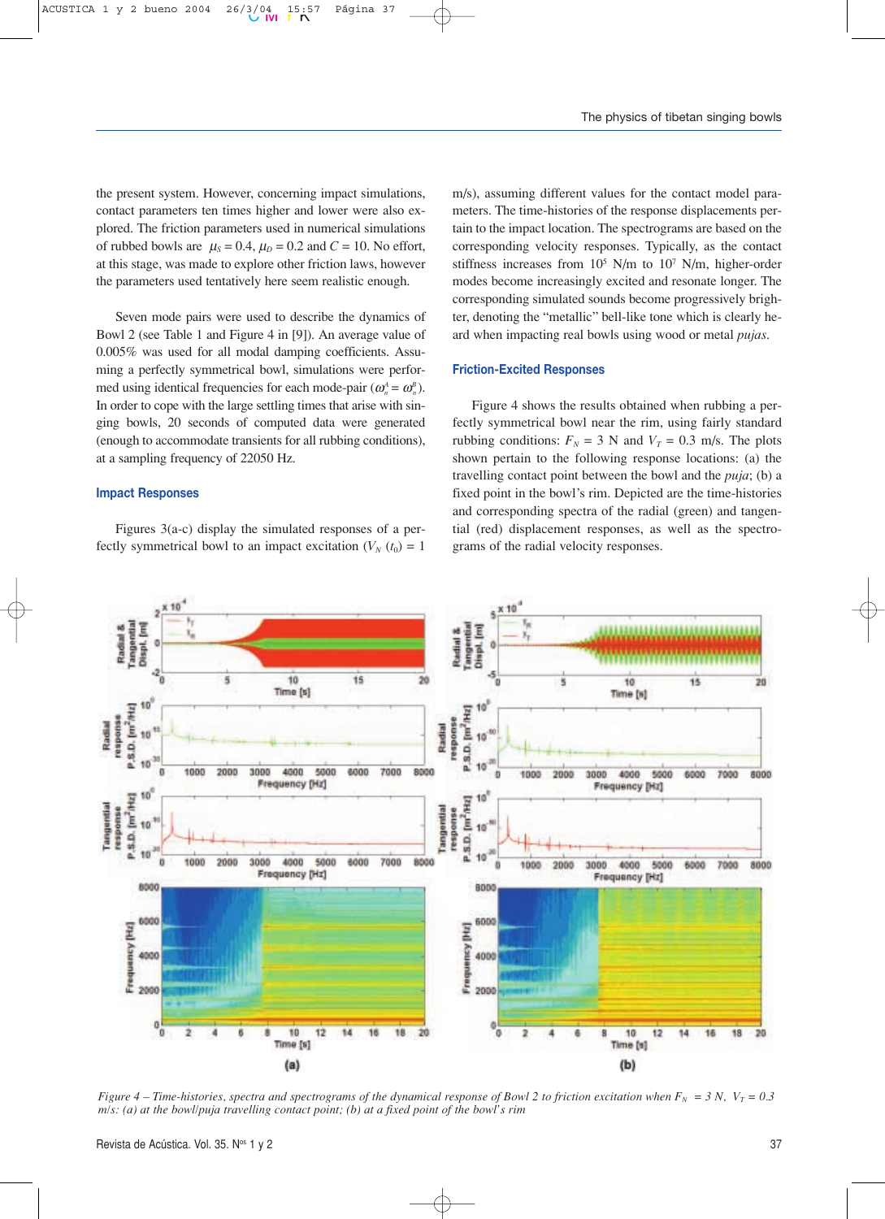the present system. However, concerning impact simulations, contact parameters ten times higher and lower were also explored. The friction parameters used in numerical simulations of rubbed bowls are $\mu_S = 0.4$, $\mu_D = 0.2$ and $C = 10$. No effort, at this stage, was made to explore other friction laws, however the parameters used tentatively here seem realistic enough.

Seven mode pairs were used to describe the dynamics of Bowl 2 (see Table 1 and Figure 4 in [9]). An average value of 0.005% was used for all modal damping coefficients. Assuming a perfectly symmetrical bowl, simulations were performed using identical frequencies for each mode-pair ($\omega_n^A = \omega_n^B$). In order to cope with the large settling times that arise with singing bowls, 20 seconds of computed data were generated (enough to accommodate transients for all rubbing conditions), at a sampling frequency of 22050 Hz.

### Impact Responses

Figures 3(a-c) display the simulated responses of a perfectly symmetrical bowl to an impact excitation ($V_N(t_0) = 1$ m/s), assuming different values for the contact model parameters. The time-histories of the response displacements pertain to the impact location. The spectrograms are based on the corresponding velocity responses. Typically, as the contact stiffness increases from $10^5$ N/m to $10^7$ N/m, higher-order modes become increasingly excited and resonate longer. The corresponding simulated sounds become progressively brighter, denoting the "metallic" bell-like tone which is clearly heard when impacting real bowls using wood or metal *pujas*.

### Friction-Excited Responses

Figure 4 shows the results obtained when rubbing a perfectly symmetrical bowl near the rim, using fairly standard rubbing conditions: $F_N = 3$ N and $V_T = 0.3$ m/s. The plots shown pertain to the following response locations: (a) the travelling contact point between the bowl and the *puja*; (b) a fixed point in the bowl's rim. Depicted are the time-histories and corresponding spectra of the radial (green) and tangential (red) displacement responses, as well as the spectrograms of the radial velocity responses.

*Figure 4 – Time-histories, spectra and spectrograms of the dynamical response of Bowl 2 to friction excitation when $F_N = 3$ N, $V_T = 0.3$ m/s: (a) at the bowl/puja travelling contact point; (b) at a fixed point of the bowl's rim*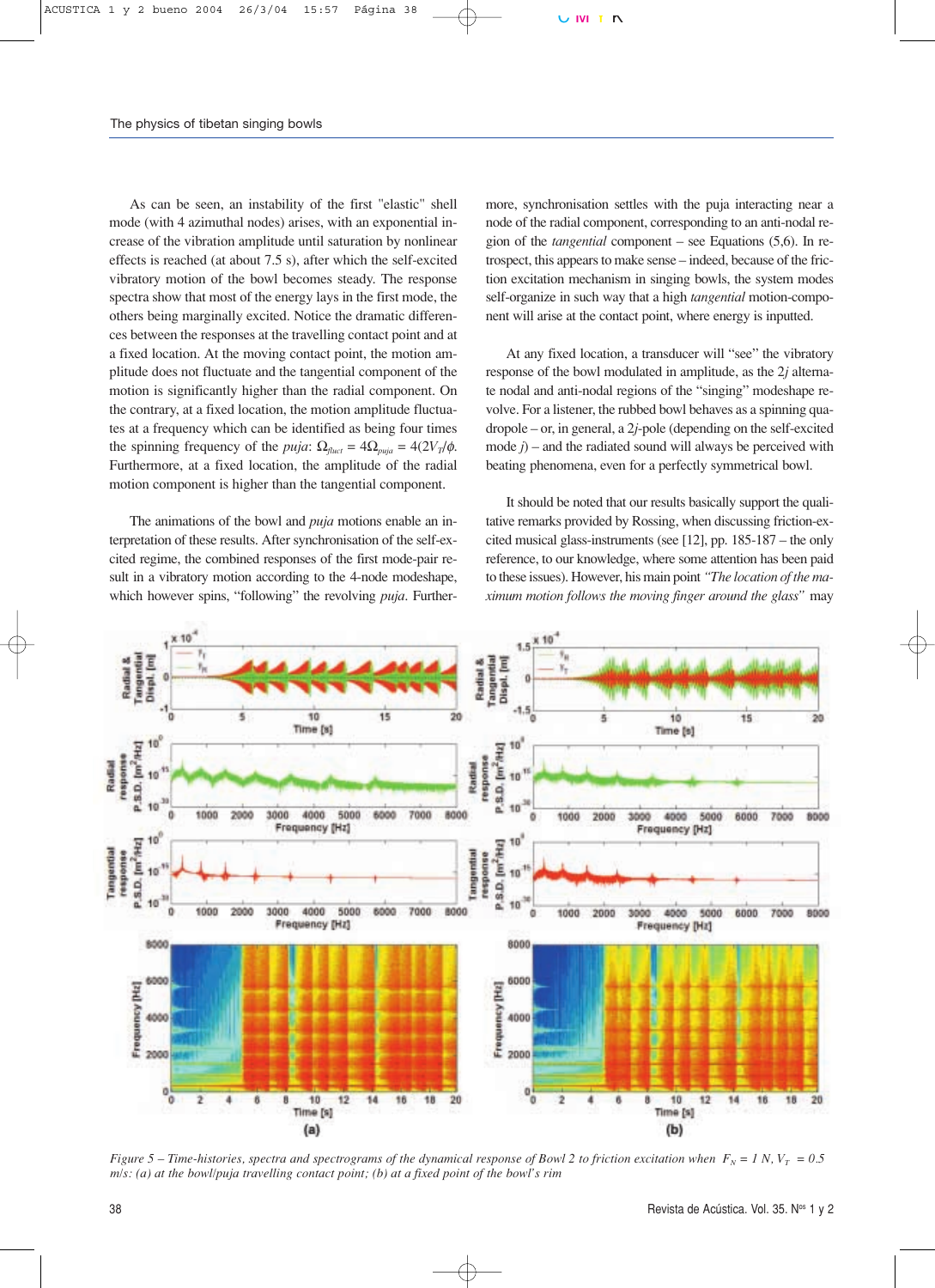As can be seen, an instability of the first "elastic" shell mode (with 4 azimuthal nodes) arises, with an exponential increase of the vibration amplitude until saturation by nonlinear effects is reached (at about 7.5 s), after which the self-excited vibratory motion of the bowl becomes steady. The response spectra show that most of the energy lays in the first mode, the others being marginally excited. Notice the dramatic differences between the responses at the travelling contact point and at a fixed location. At the moving contact point, the motion amplitude does not fluctuate and the tangential component of the motion is significantly higher than the radial component. On the contrary, at a fixed location, the motion amplitude fluctuates at a frequency which can be identified as being four times the spinning frequency of the *puja*: $\Omega_{fluct} = 4\Omega_{puja} = 4(2V_T/\phi$. Furthermore, at a fixed location, the amplitude of the radial motion component is higher than the tangential component.

The animations of the bowl and *puja* motions enable an interpretation of these results. After synchronisation of the self-excited regime, the combined responses of the first mode-pair result in a vibratory motion according to the 4-node modeshape, which however spins, "following" the revolving *puja*. Furthermore, synchronisation settles with the puja interacting near a node of the radial component, corresponding to an anti-nodal region of the *tangential* component – see Equations (5,6). In retrospect, this appears to make sense – indeed, because of the friction excitation mechanism in singing bowls, the system modes self-organize in such way that a high *tangential* motion-component will arise at the contact point, where energy is inputted.

At any fixed location, a transducer will "see" the vibratory response of the bowl modulated in amplitude, as the $2j$ alternate nodal and anti-nodal regions of the "singing" modeshape revolve. For a listener, the rubbed bowl behaves as a spinning quadropole – or, in general, a $2j$-pole (depending on the self-excited mode $j$) – and the radiated sound will always be perceived with beating phenomena, even for a perfectly symmetrical bowl.

It should be noted that our results basically support the qualitative remarks provided by Rossing, when discussing friction-excited musical glass-instruments (see [12], pp. 185-187 – the only reference, to our knowledge, where some attention has been paid to these issues). However, his main point *"The location of the maximum motion follows the moving finger around the glass"* may

*Figure 5 – Time-histories, spectra and spectrograms of the dynamical response of Bowl 2 to friction excitation when $F_N = 1$ N, $V_T = 0.5$ m/s: (a) at the bowl/puja travelling contact point; (b) at a fixed point of the bowl's rim*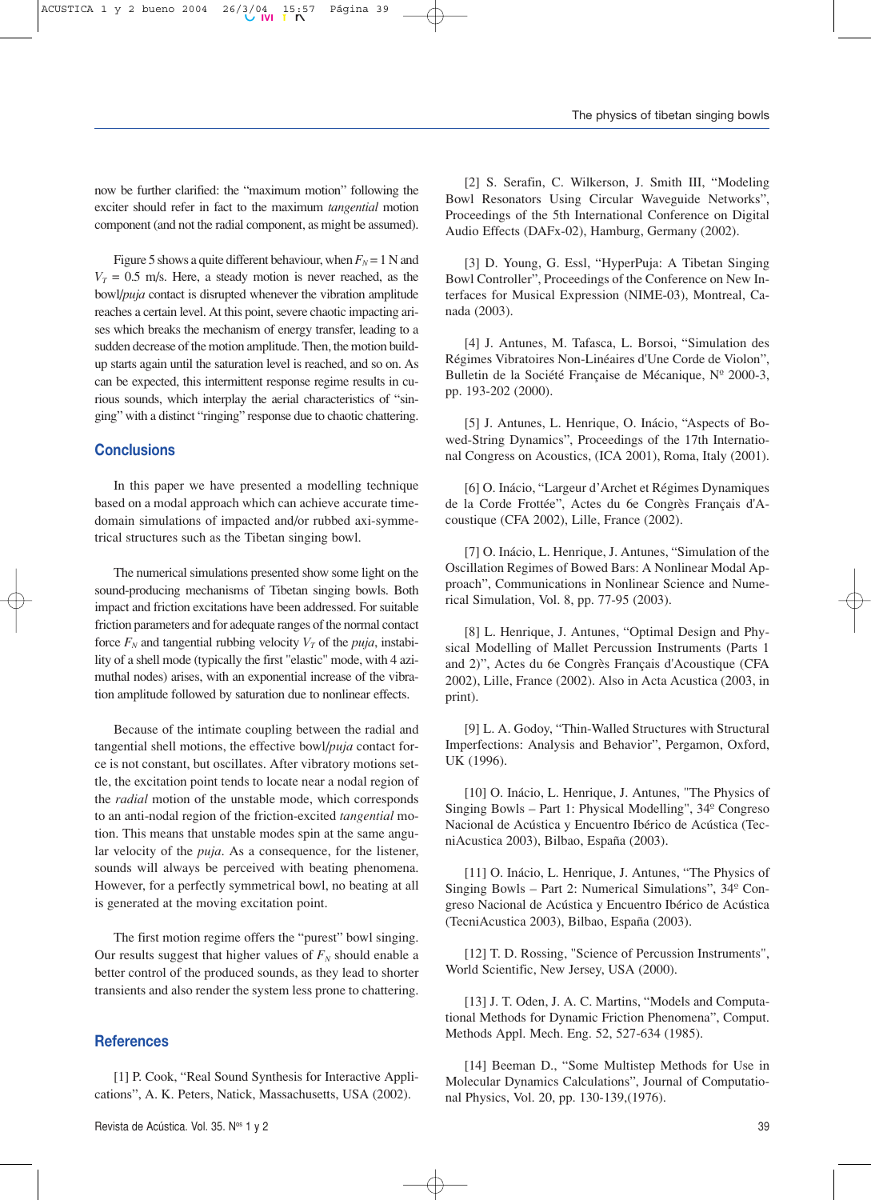now be further clarified: the "maximum motion" following the exciter should refer in fact to the maximum *tangential* motion component (and not the radial component, as might be assumed).

Figure 5 shows a quite different behaviour, when $F_N = 1$ N and $V_T = 0.5$ m/s. Here, a steady motion is never reached, as the bowl/*puja* contact is disrupted whenever the vibration amplitude reaches a certain level. At this point, severe chaotic impacting arises which breaks the mechanism of energy transfer, leading to a sudden decrease of the motion amplitude. Then, the motion build-up starts again until the saturation level is reached, and so on. As can be expected, this intermittent response regime results in curious sounds, which interplay the aerial characteristics of "singing" with a distinct "ringing" response due to chaotic chattering.

## Conclusions

In this paper we have presented a modelling technique based on a modal approach which can achieve accurate time-domain simulations of impacted and/or rubbed axi-symmetrical structures such as the Tibetan singing bowl.

The numerical simulations presented show some light on the sound-producing mechanisms of Tibetan singing bowls. Both impact and friction excitations have been addressed. For suitable friction parameters and for adequate ranges of the normal contact force $F_N$ and tangential rubbing velocity $V_T$ of the *puja*, instability of a shell mode (typically the first "elastic" mode, with 4 azimuthal nodes) arises, with an exponential increase of the vibration amplitude followed by saturation due to nonlinear effects.

Because of the intimate coupling between the radial and tangential shell motions, the effective bowl/*puja* contact force is not constant, but oscillates. After vibratory motions settle, the excitation point tends to locate near a nodal region of the *radial* motion of the unstable mode, which corresponds to an anti-nodal region of the friction-excited *tangential* motion. This means that unstable modes spin at the same angular velocity of the *puja*. As a consequence, for the listener, sounds will always be perceived with beating phenomena. However, for a perfectly symmetrical bowl, no beating at all is generated at the moving excitation point.

The first motion regime offers the "purest" bowl singing. Our results suggest that higher values of $F_N$ should enable a better control of the produced sounds, as they lead to shorter transients and also render the system less prone to chattering.

## References

[1] P. Cook, "Real Sound Synthesis for Interactive Applications", A. K. Peters, Natick, Massachusetts, USA (2002).

[2] S. Serafin, C. Wilkerson, J. Smith III, "Modeling Bowl Resonators Using Circular Waveguide Networks", Proceedings of the 5th International Conference on Digital Audio Effects (DAFx-02), Hamburg, Germany (2002).

[3] D. Young, G. Essl, "HyperPuja: A Tibetan Singing Bowl Controller", Proceedings of the Conference on New Interfaces for Musical Expression (NIME-03), Montreal, Canada (2003).

[4] J. Antunes, M. Tafasca, L. Borsoi, "Simulation des Régimes Vibratoires Non-Linéaires d'Une Corde de Violon", Bulletin de la Société Française de Mécanique, Nº 2000-3, pp. 193-202 (2000).

[5] J. Antunes, L. Henrique, O. Inácio, "Aspects of Bowed-String Dynamics", Proceedings of the 17th International Congress on Acoustics, (ICA 2001), Roma, Italy (2001).

[6] O. Inácio, "Largeur d'Archet et Régimes Dynamiques de la Corde Frottée", Actes du 6e Congrès Français d'Acoustique (CFA 2002), Lille, France (2002).

[7] O. Inácio, L. Henrique, J. Antunes, "Simulation of the Oscillation Regimes of Bowed Bars: A Nonlinear Modal Approach", Communications in Nonlinear Science and Numerical Simulation, Vol. 8, pp. 77-95 (2003).

[8] L. Henrique, J. Antunes, "Optimal Design and Physical Modelling of Mallet Percussion Instruments (Parts 1 and 2)", Actes du 6e Congrès Français d'Acoustique (CFA 2002), Lille, France (2002). Also in Acta Acustica (2003, in print).

[9] L. A. Godoy, "Thin-Walled Structures with Structural Imperfections: Analysis and Behavior", Pergamon, Oxford, UK (1996).

[10] O. Inácio, L. Henrique, J. Antunes, "The Physics of Singing Bowls – Part 1: Physical Modelling", 34º Congreso Nacional de Acústica y Encuentro Ibérico de Acústica (TecniAcustica 2003), Bilbao, España (2003).

[11] O. Inácio, L. Henrique, J. Antunes, "The Physics of Singing Bowls – Part 2: Numerical Simulations", 34º Congreso Nacional de Acústica y Encuentro Ibérico de Acústica (TecniAcustica 2003), Bilbao, España (2003).

[12] T. D. Rossing, "Science of Percussion Instruments", World Scientific, New Jersey, USA (2000).

[13] J. T. Oden, J. A. C. Martins, "Models and Computational Methods for Dynamic Friction Phenomena", Comput. Methods Appl. Mech. Eng. 52, 527-634 (1985).

[14] Beeman D., "Some Multistep Methods for Use in Molecular Dynamics Calculations", Journal of Computational Physics, Vol. 20, pp. 130-139,(1976).